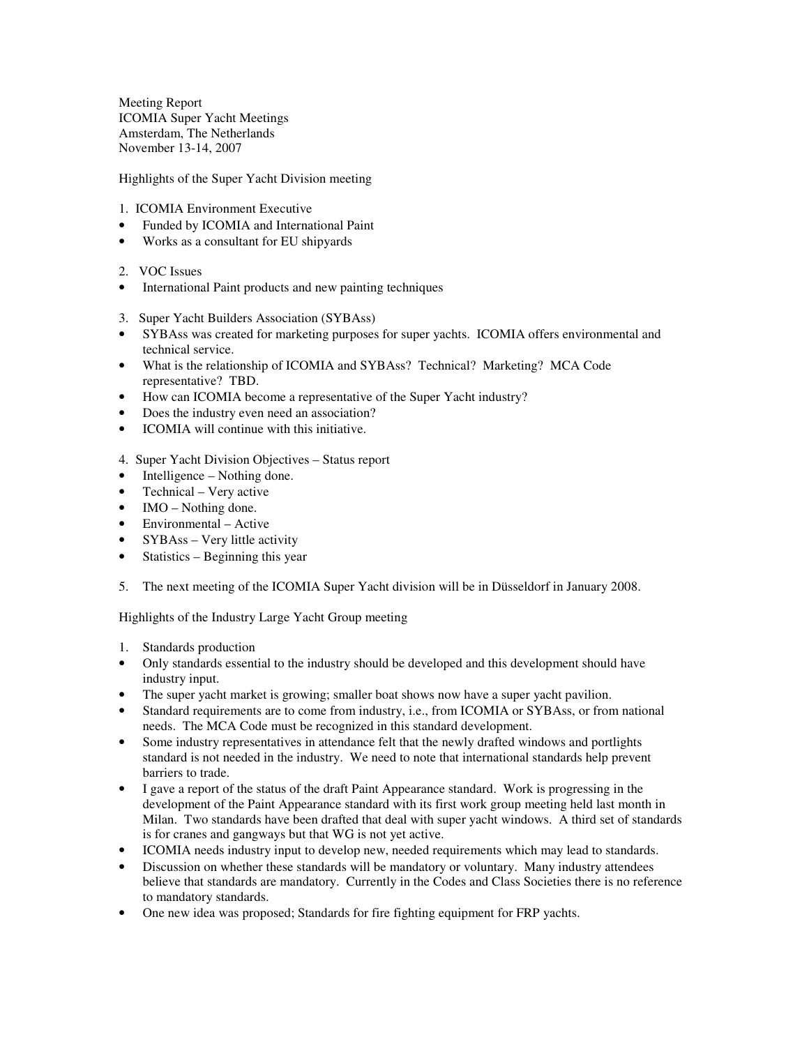Meeting Report
ICOMIA Super Yacht Meetings
Amsterdam, The Netherlands
November 13-14, 2007

Highlights of the Super Yacht Division meeting

1. ICOMIA Environment Executive
- Funded by ICOMIA and International Paint
- Works as a consultant for EU shipyards

2. VOC Issues
- International Paint products and new painting techniques

3. Super Yacht Builders Association (SYBAss)
- SYBAss was created for marketing purposes for super yachts. ICOMIA offers environmental and technical service.
- What is the relationship of ICOMIA and SYBAss? Technical? Marketing? MCA Code representative? TBD.
- How can ICOMIA become a representative of the Super Yacht industry?
- Does the industry even need an association?
- ICOMIA will continue with this initiative.

4. Super Yacht Division Objectives – Status report
- Intelligence – Nothing done.
- Technical – Very active
- IMO – Nothing done.
- Environmental – Active
- SYBAss – Very little activity
- Statistics – Beginning this year

5. The next meeting of the ICOMIA Super Yacht division will be in Düsseldorf in January 2008.

Highlights of the Industry Large Yacht Group meeting

1. Standards production
- Only standards essential to the industry should be developed and this development should have industry input.
- The super yacht market is growing; smaller boat shows now have a super yacht pavilion.
- Standard requirements are to come from industry, i.e., from ICOMIA or SYBAss, or from national needs. The MCA Code must be recognized in this standard development.
- Some industry representatives in attendance felt that the newly drafted windows and portlights standard is not needed in the industry. We need to note that international standards help prevent barriers to trade.
- I gave a report of the status of the draft Paint Appearance standard. Work is progressing in the development of the Paint Appearance standard with its first work group meeting held last month in Milan. Two standards have been drafted that deal with super yacht windows. A third set of standards is for cranes and gangways but that WG is not yet active.
- ICOMIA needs industry input to develop new, needed requirements which may lead to standards.
- Discussion on whether these standards will be mandatory or voluntary. Many industry attendees believe that standards are mandatory. Currently in the Codes and Class Societies there is no reference to mandatory standards.
- One new idea was proposed; Standards for fire fighting equipment for FRP yachts.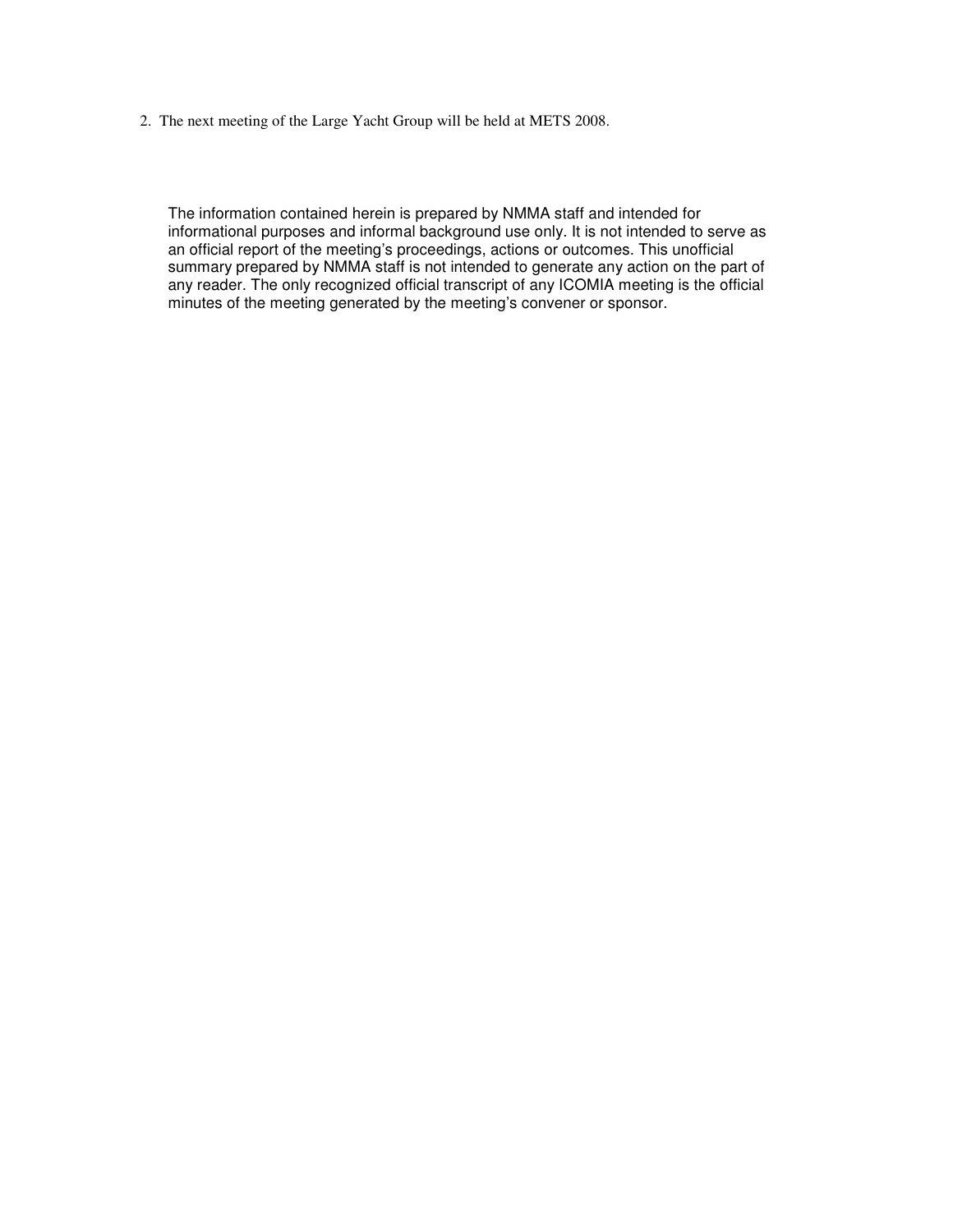2. The next meeting of the Large Yacht Group will be held at METS 2008.

The information contained herein is prepared by NMMA staff and intended for informational purposes and informal background use only. It is not intended to serve as an official report of the meeting's proceedings, actions or outcomes. This unofficial summary prepared by NMMA staff is not intended to generate any action on the part of any reader. The only recognized official transcript of any ICOMIA meeting is the official minutes of the meeting generated by the meeting's convener or sponsor.